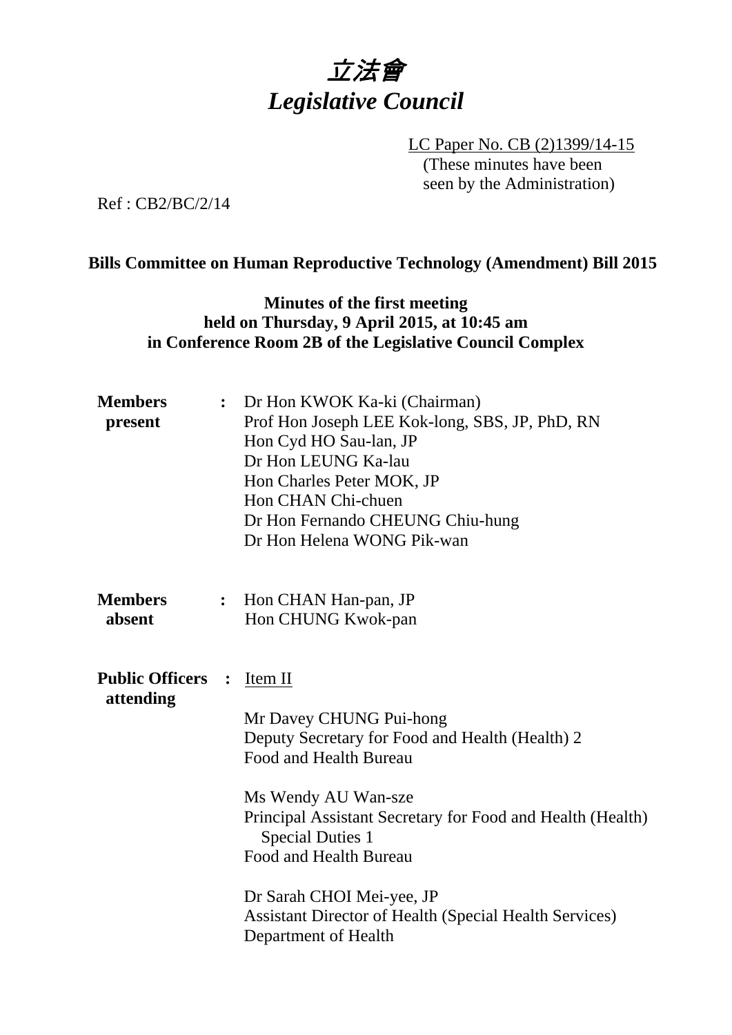# 立法會
# *Legislative Council*

LC Paper No. CB (2)1399/14-15
(These minutes have been seen by the Administration)

Ref : CB2/BC/2/14

**Bills Committee on Human Reproductive Technology (Amendment) Bill 2015**

**Minutes of the first meeting held on Thursday, 9 April 2015, at 10:45 am in Conference Room 2B of the Legislative Council Complex**

**Members present** : Dr Hon KWOK Ka-ki (Chairman)
Prof Hon Joseph LEE Kok-long, SBS, JP, PhD, RN
Hon Cyd HO Sau-lan, JP
Dr Hon LEUNG Ka-lau
Hon Charles Peter MOK, JP
Hon CHAN Chi-chuen
Dr Hon Fernando CHEUNG Chiu-hung
Dr Hon Helena WONG Pik-wan

**Members absent** : Hon CHAN Han-pan, JP
Hon CHUNG Kwok-pan

**Public Officers attending** : Item II

Mr Davey CHUNG Pui-hong
Deputy Secretary for Food and Health (Health) 2
Food and Health Bureau

Ms Wendy AU Wan-sze
Principal Assistant Secretary for Food and Health (Health) Special Duties 1
Food and Health Bureau

Dr Sarah CHOI Mei-yee, JP
Assistant Director of Health (Special Health Services)
Department of Health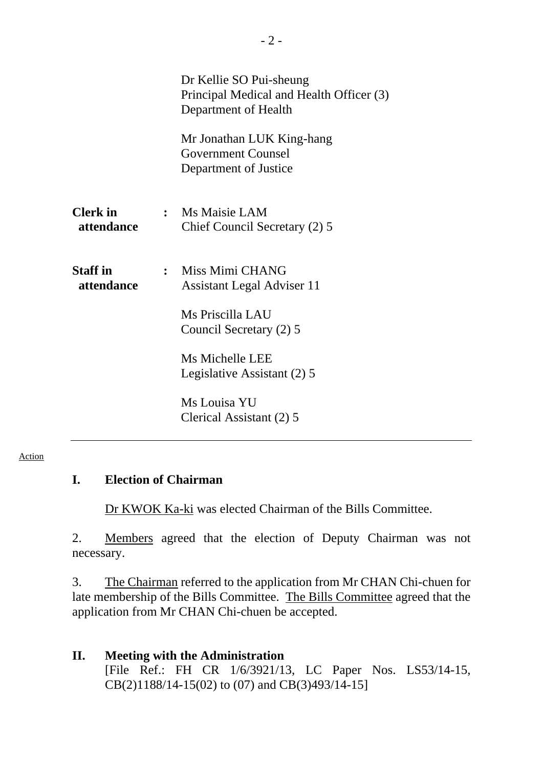Dr Kellie SO Pui-sheung
Principal Medical and Health Officer (3)
Department of Health

Mr Jonathan LUK King-hang
Government Counsel
Department of Justice

**Clerk in attendance** : Ms Maisie LAM
Chief Council Secretary (2) 5

**Staff in attendance** : Miss Mimi CHANG
Assistant Legal Adviser 11

Ms Priscilla LAU
Council Secretary (2) 5

Ms Michelle LEE
Legislative Assistant (2) 5

Ms Louisa YU
Clerical Assistant (2) 5

---

Action

## I. Election of Chairman

Dr KWOK Ka-ki was elected Chairman of the Bills Committee.

2. Members agreed that the election of Deputy Chairman was not necessary.

3. The Chairman referred to the application from Mr CHAN Chi-chuen for late membership of the Bills Committee. The Bills Committee agreed that the application from Mr CHAN Chi-chuen be accepted.

## II. Meeting with the Administration

[File Ref.: FH CR 1/6/3921/13, LC Paper Nos. LS53/14-15, CB(2)1188/14-15(02) to (07) and CB(3)493/14-15]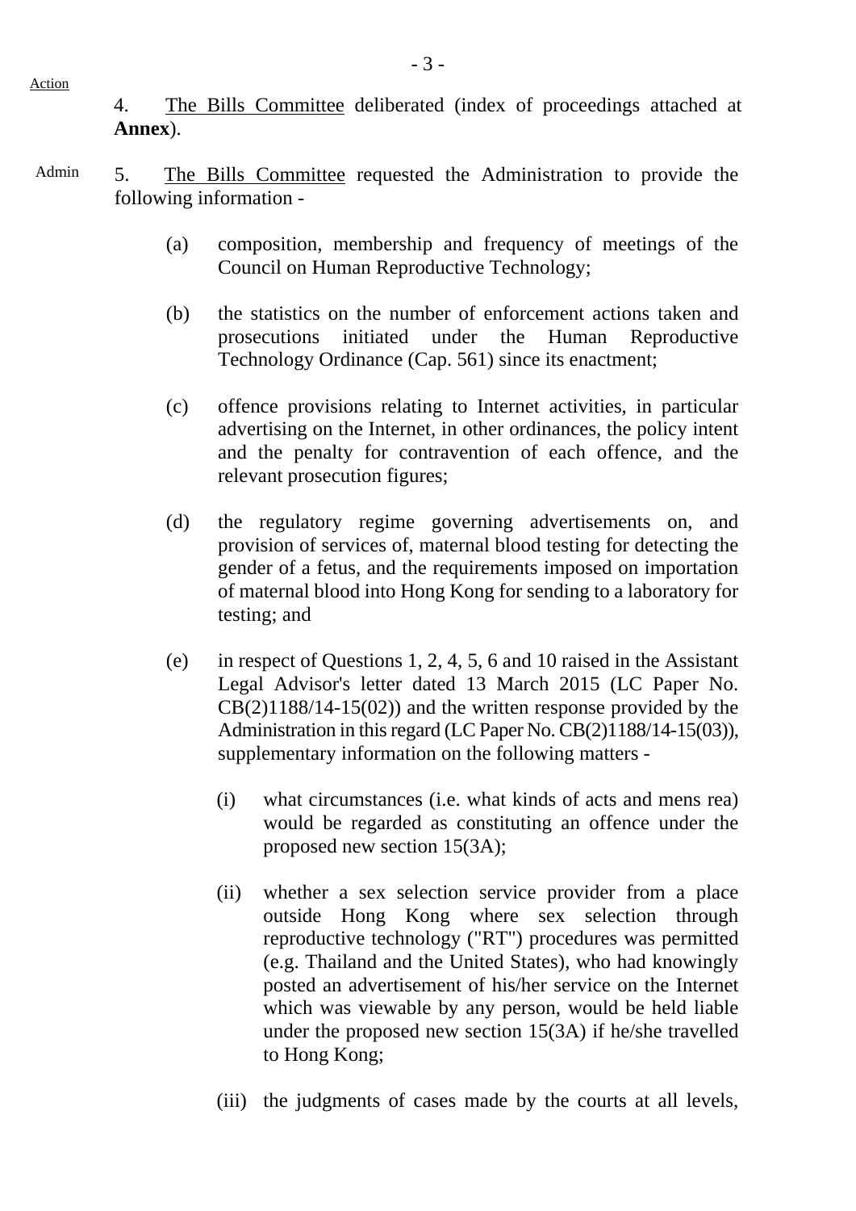Action

4. The Bills Committee deliberated (index of proceedings attached at **Annex**).

Admin

5. The Bills Committee requested the Administration to provide the following information -

(a) composition, membership and frequency of meetings of the Council on Human Reproductive Technology;

(b) the statistics on the number of enforcement actions taken and prosecutions initiated under the Human Reproductive Technology Ordinance (Cap. 561) since its enactment;

(c) offence provisions relating to Internet activities, in particular advertising on the Internet, in other ordinances, the policy intent and the penalty for contravention of each offence, and the relevant prosecution figures;

(d) the regulatory regime governing advertisements on, and provision of services of, maternal blood testing for detecting the gender of a fetus, and the requirements imposed on importation of maternal blood into Hong Kong for sending to a laboratory for testing; and

(e) in respect of Questions 1, 2, 4, 5, 6 and 10 raised in the Assistant Legal Advisor's letter dated 13 March 2015 (LC Paper No. CB(2)1188/14-15(02)) and the written response provided by the Administration in this regard (LC Paper No. CB(2)1188/14-15(03)), supplementary information on the following matters -

(i) what circumstances (i.e. what kinds of acts and mens rea) would be regarded as constituting an offence under the proposed new section 15(3A);

(ii) whether a sex selection service provider from a place outside Hong Kong where sex selection through reproductive technology ("RT") procedures was permitted (e.g. Thailand and the United States), who had knowingly posted an advertisement of his/her service on the Internet which was viewable by any person, would be held liable under the proposed new section 15(3A) if he/she travelled to Hong Kong;

(iii) the judgments of cases made by the courts at all levels,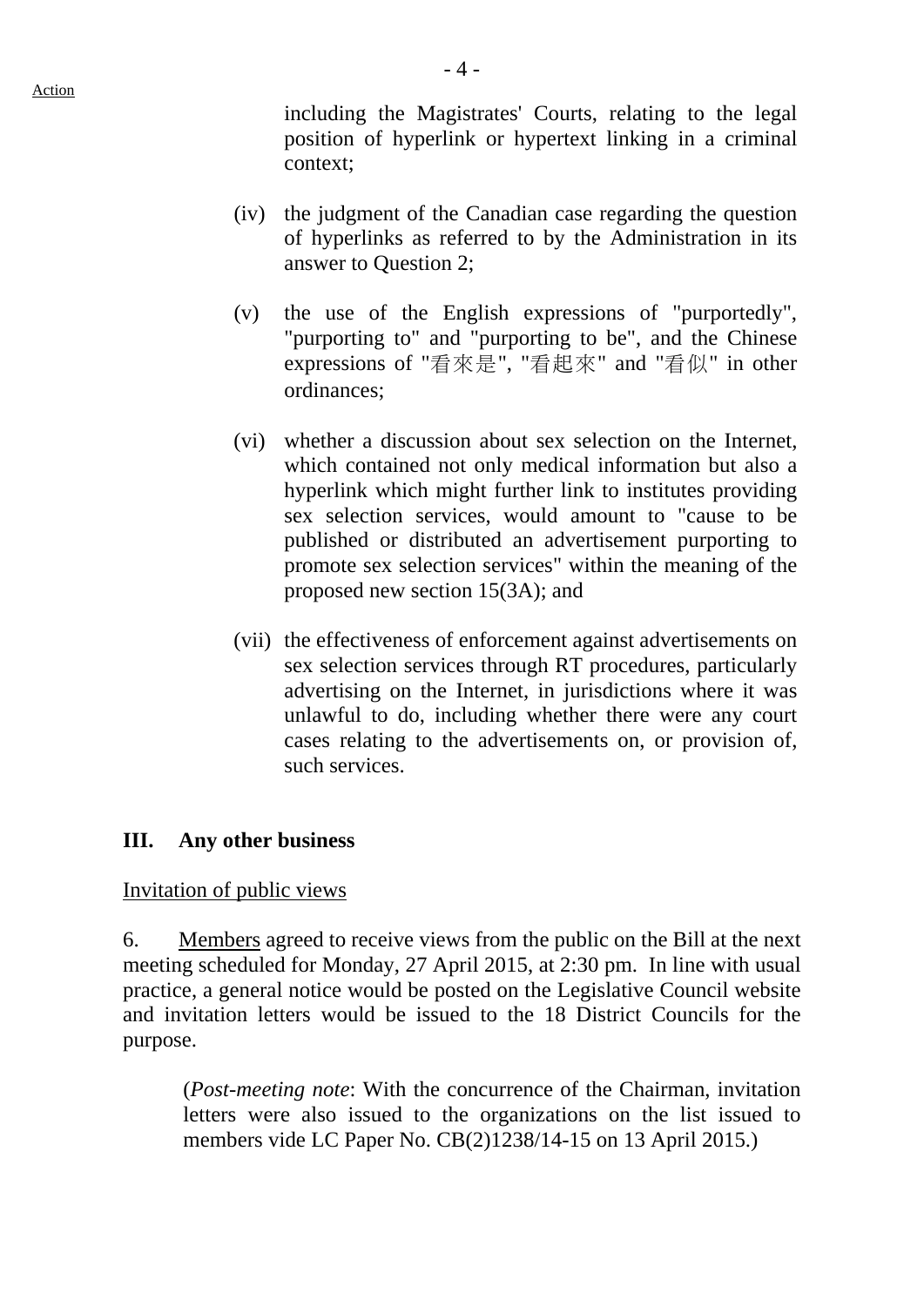Action

including the Magistrates' Courts, relating to the legal position of hyperlink or hypertext linking in a criminal context;

(iv) the judgment of the Canadian case regarding the question of hyperlinks as referred to by the Administration in its answer to Question 2;

(v) the use of the English expressions of "purportedly", "purporting to" and "purporting to be", and the Chinese expressions of "看來是", "看起來" and "看似" in other ordinances;

(vi) whether a discussion about sex selection on the Internet, which contained not only medical information but also a hyperlink which might further link to institutes providing sex selection services, would amount to "cause to be published or distributed an advertisement purporting to promote sex selection services" within the meaning of the proposed new section 15(3A); and

(vii) the effectiveness of enforcement against advertisements on sex selection services through RT procedures, particularly advertising on the Internet, in jurisdictions where it was unlawful to do, including whether there were any court cases relating to the advertisements on, or provision of, such services.

## III. Any other business

Invitation of public views

6. Members agreed to receive views from the public on the Bill at the next meeting scheduled for Monday, 27 April 2015, at 2:30 pm. In line with usual practice, a general notice would be posted on the Legislative Council website and invitation letters would be issued to the 18 District Councils for the purpose.

(*Post-meeting note*: With the concurrence of the Chairman, invitation letters were also issued to the organizations on the list issued to members vide LC Paper No. CB(2)1238/14-15 on 13 April 2015.)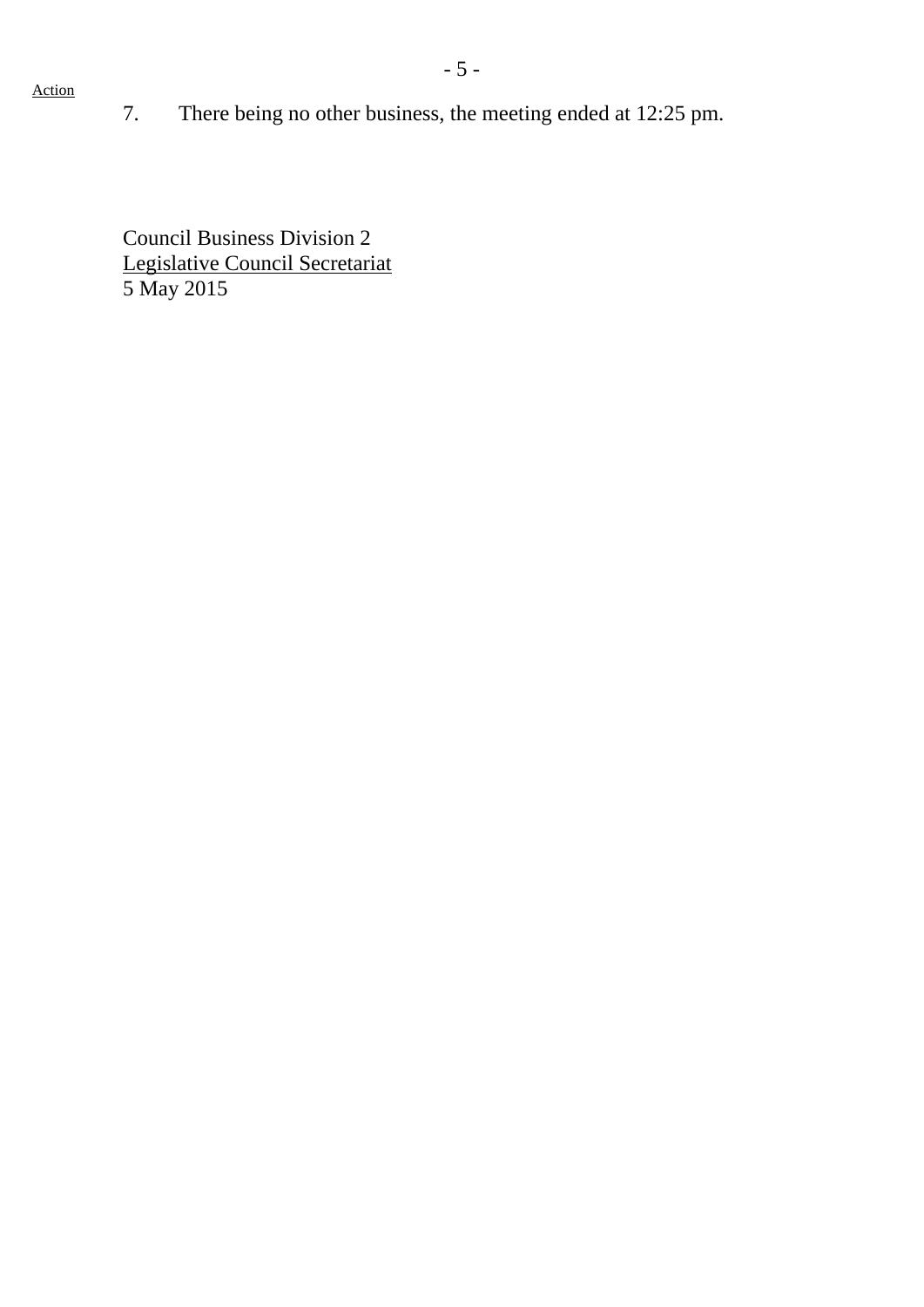Action

7. There being no other business, the meeting ended at 12:25 pm.

Council Business Division 2
Legislative Council Secretariat
5 May 2015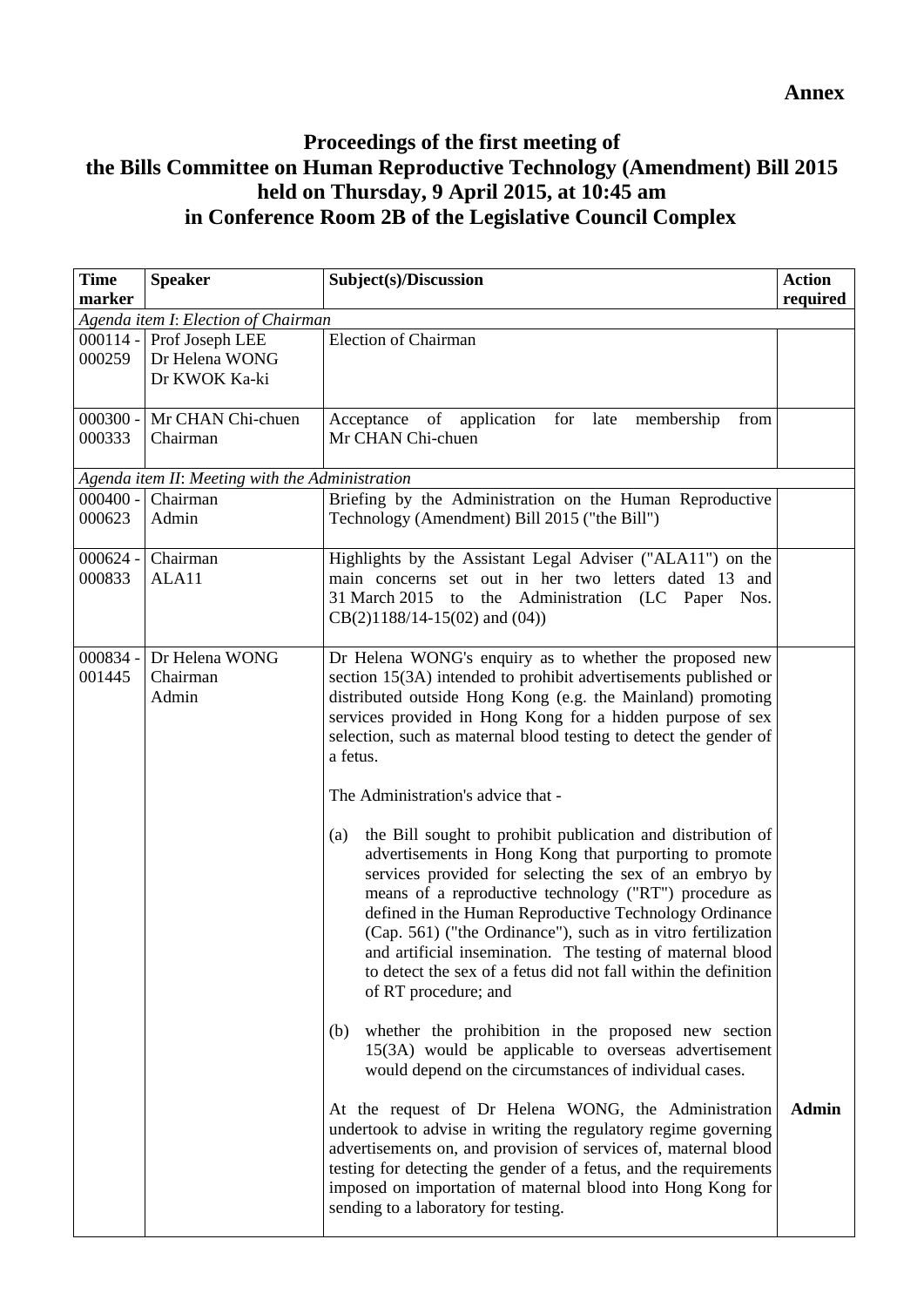**Annex**

# Proceedings of the first meeting of the Bills Committee on Human Reproductive Technology (Amendment) Bill 2015 held on Thursday, 9 April 2015, at 10:45 am in Conference Room 2B of the Legislative Council Complex

| Time marker | Speaker | Subject(s)/Discussion | Action required |
|---|---|---|---|
| *Agenda item I: Election of Chairman* | | | |
| 000114 - 000259 | Prof Joseph LEE<br>Dr Helena WONG<br>Dr KWOK Ka-ki | Election of Chairman | |
| 000300 - 000333 | Mr CHAN Chi-chuen<br>Chairman | Acceptance of application for late membership from Mr CHAN Chi-chuen | |
| *Agenda item II: Meeting with the Administration* | | | |
| 000400 - 000623 | Chairman<br>Admin | Briefing by the Administration on the Human Reproductive Technology (Amendment) Bill 2015 ("the Bill") | |
| 000624 - 000833 | Chairman<br>ALA11 | Highlights by the Assistant Legal Adviser ("ALA11") on the main concerns set out in her two letters dated 13 and 31 March 2015 to the Administration (LC Paper Nos. CB(2)1188/14-15(02) and (04)) | |
| 000834 - 001445 | Dr Helena WONG<br>Chairman<br>Admin | Dr Helena WONG's enquiry as to whether the proposed new section 15(3A) intended to prohibit advertisements published or distributed outside Hong Kong (e.g. the Mainland) promoting services provided in Hong Kong for a hidden purpose of sex selection, such as maternal blood testing to detect the gender of a fetus.<br><br>The Administration's advice that -<br><br>(a) the Bill sought to prohibit publication and distribution of advertisements in Hong Kong that purporting to promote services provided for selecting the sex of an embryo by means of a reproductive technology ("RT") procedure as defined in the Human Reproductive Technology Ordinance (Cap. 561) ("the Ordinance"), such as in vitro fertilization and artificial insemination. The testing of maternal blood to detect the sex of a fetus did not fall within the definition of RT procedure; and<br><br>(b) whether the prohibition in the proposed new section 15(3A) would be applicable to overseas advertisement would depend on the circumstances of individual cases.<br><br>At the request of Dr Helena WONG, the Administration undertook to advise in writing the regulatory regime governing advertisements on, and provision of services of, maternal blood testing for detecting the gender of a fetus, and the requirements imposed on importation of maternal blood into Hong Kong for sending to a laboratory for testing. | **Admin** |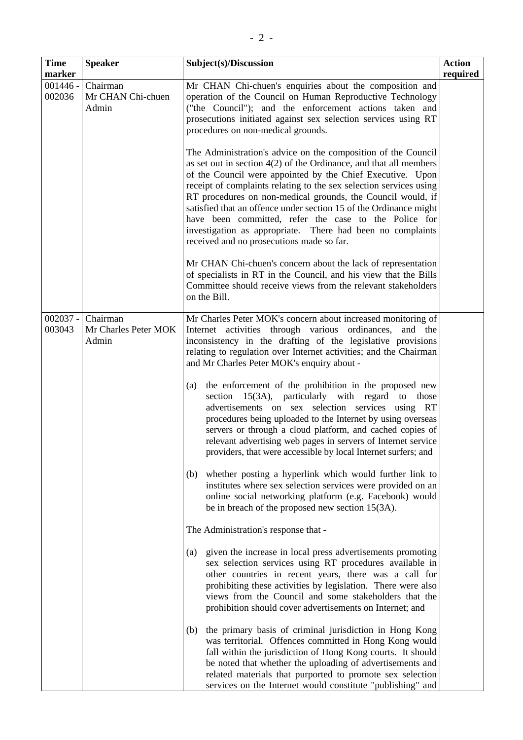| Time marker | Speaker | Subject(s)/Discussion | Action required |
|---|---|---|---|
| 001446 - 002036 | Chairman<br>Mr CHAN Chi-chuen<br>Admin | Mr CHAN Chi-chuen's enquiries about the composition and operation of the Council on Human Reproductive Technology ("the Council"); and the enforcement actions taken and prosecutions initiated against sex selection services using RT procedures on non-medical grounds.<br><br>The Administration's advice on the composition of the Council as set out in section 4(2) of the Ordinance, and that all members of the Council were appointed by the Chief Executive. Upon receipt of complaints relating to the sex selection services using RT procedures on non-medical grounds, the Council would, if satisfied that an offence under section 15 of the Ordinance might have been committed, refer the case to the Police for investigation as appropriate. There had been no complaints received and no prosecutions made so far.<br><br>Mr CHAN Chi-chuen's concern about the lack of representation of specialists in RT in the Council, and his view that the Bills Committee should receive views from the relevant stakeholders on the Bill. | |
| 002037 - 003043 | Chairman<br>Mr Charles Peter MOK<br>Admin | Mr Charles Peter MOK's concern about increased monitoring of Internet activities through various ordinances, and the inconsistency in the drafting of the legislative provisions relating to regulation over Internet activities; and the Chairman and Mr Charles Peter MOK's enquiry about -<br><br>(a) the enforcement of the prohibition in the proposed new section 15(3A), particularly with regard to those advertisements on sex selection services using RT procedures being uploaded to the Internet by using overseas servers or through a cloud platform, and cached copies of relevant advertising web pages in servers of Internet service providers, that were accessible by local Internet surfers; and<br><br>(b) whether posting a hyperlink which would further link to institutes where sex selection services were provided on an online social networking platform (e.g. Facebook) would be in breach of the proposed new section 15(3A).<br><br>The Administration's response that -<br><br>(a) given the increase in local press advertisements promoting sex selection services using RT procedures available in other countries in recent years, there was a call for prohibiting these activities by legislation. There were also views from the Council and some stakeholders that the prohibition should cover advertisements on Internet; and<br><br>(b) the primary basis of criminal jurisdiction in Hong Kong was territorial. Offences committed in Hong Kong would fall within the jurisdiction of Hong Kong courts. It should be noted that whether the uploading of advertisements and related materials that purported to promote sex selection services on the Internet would constitute "publishing" and | |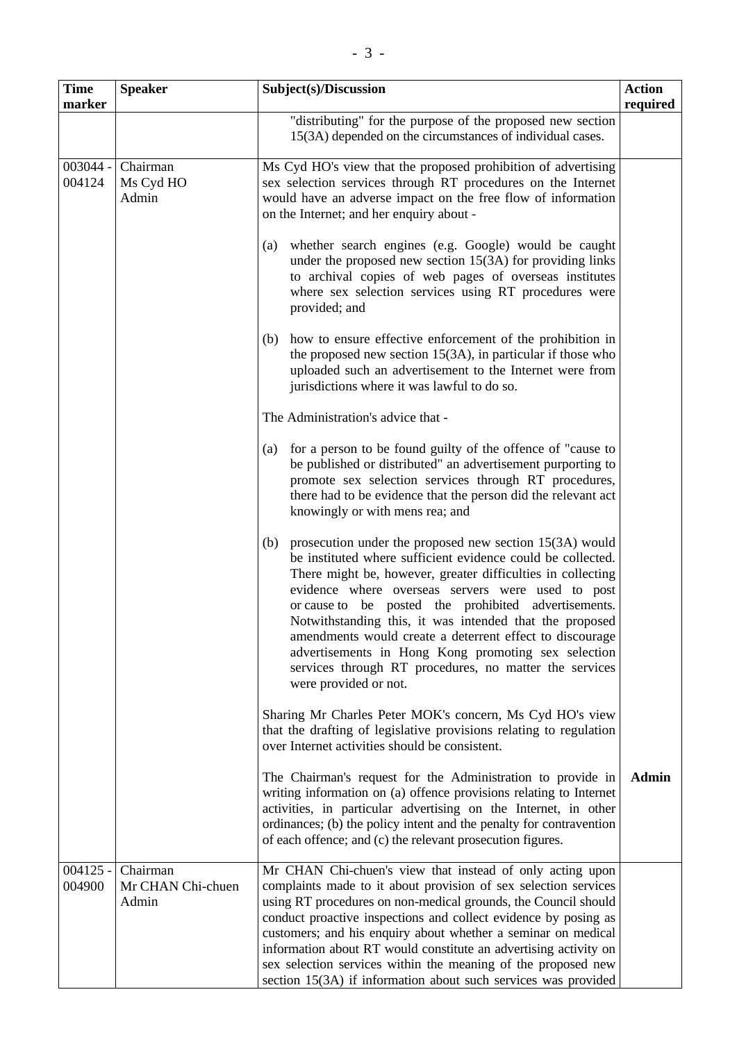| Time marker | Speaker | Subject(s)/Discussion | Action required |
|---|---|---|---|
| | | "distributing" for the purpose of the proposed new section 15(3A) depended on the circumstances of individual cases. | |
| 003044 - 004124 | Chairman<br>Ms Cyd HO<br>Admin | Ms Cyd HO's view that the proposed prohibition of advertising sex selection services through RT procedures on the Internet would have an adverse impact on the free flow of information on the Internet; and her enquiry about -<br><br>(a) whether search engines (e.g. Google) would be caught under the proposed new section 15(3A) for providing links to archival copies of web pages of overseas institutes where sex selection services using RT procedures were provided; and<br><br>(b) how to ensure effective enforcement of the prohibition in the proposed new section 15(3A), in particular if those who uploaded such an advertisement to the Internet were from jurisdictions where it was lawful to do so.<br><br>The Administration's advice that -<br><br>(a) for a person to be found guilty of the offence of "cause to be published or distributed" an advertisement purporting to promote sex selection services through RT procedures, there had to be evidence that the person did the relevant act knowingly or with mens rea; and<br><br>(b) prosecution under the proposed new section 15(3A) would be instituted where sufficient evidence could be collected. There might be, however, greater difficulties in collecting evidence where overseas servers were used to post or cause to be posted the prohibited advertisements. Notwithstanding this, it was intended that the proposed amendments would create a deterrent effect to discourage advertisements in Hong Kong promoting sex selection services through RT procedures, no matter the services were provided or not.<br><br>Sharing Mr Charles Peter MOK's concern, Ms Cyd HO's view that the drafting of legislative provisions relating to regulation over Internet activities should be consistent.<br><br>The Chairman's request for the Administration to provide in writing information on (a) offence provisions relating to Internet activities, in particular advertising on the Internet, in other ordinances; (b) the policy intent and the penalty for contravention of each offence; and (c) the relevant prosecution figures. | **Admin** |
| 004125 - 004900 | Chairman<br>Mr CHAN Chi-chuen<br>Admin | Mr CHAN Chi-chuen's view that instead of only acting upon complaints made to it about provision of sex selection services using RT procedures on non-medical grounds, the Council should conduct proactive inspections and collect evidence by posing as customers; and his enquiry about whether a seminar on medical information about RT would constitute an advertising activity on sex selection services within the meaning of the proposed new section 15(3A) if information about such services was provided | |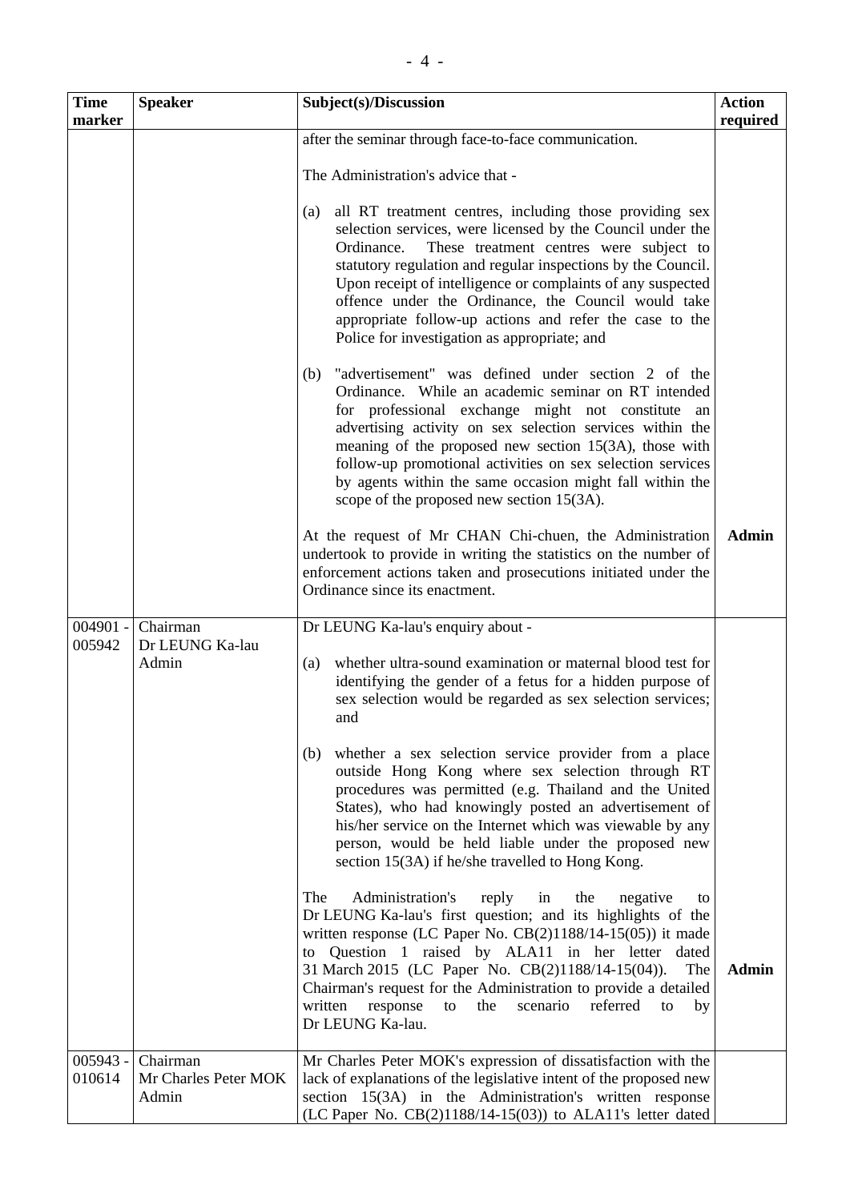| Time marker | Speaker | Subject(s)/Discussion | Action required |
|---|---|---|---|
| | | after the seminar through face-to-face communication.<br><br>The Administration's advice that -<br><br>(a) all RT treatment centres, including those providing sex selection services, were licensed by the Council under the Ordinance. These treatment centres were subject to statutory regulation and regular inspections by the Council. Upon receipt of intelligence or complaints of any suspected offence under the Ordinance, the Council would take appropriate follow-up actions and refer the case to the Police for investigation as appropriate; and<br><br>(b) "advertisement" was defined under section 2 of the Ordinance. While an academic seminar on RT intended for professional exchange might not constitute an advertising activity on sex selection services within the meaning of the proposed new section 15(3A), those with follow-up promotional activities on sex selection services by agents within the same occasion might fall within the scope of the proposed new section 15(3A).<br><br>At the request of Mr CHAN Chi-chuen, the Administration undertook to provide in writing the statistics on the number of enforcement actions taken and prosecutions initiated under the Ordinance since its enactment. | **Admin** |
| 004901 - 005942 | Chairman<br>Dr LEUNG Ka-lau<br>Admin | Dr LEUNG Ka-lau's enquiry about -<br><br>(a) whether ultra-sound examination or maternal blood test for identifying the gender of a fetus for a hidden purpose of sex selection would be regarded as sex selection services; and<br><br>(b) whether a sex selection service provider from a place outside Hong Kong where sex selection through RT procedures was permitted (e.g. Thailand and the United States), who had knowingly posted an advertisement of his/her service on the Internet which was viewable by any person, would be held liable under the proposed new section 15(3A) if he/she travelled to Hong Kong.<br><br>The Administration's reply in the negative to Dr LEUNG Ka-lau's first question; and its highlights of the written response (LC Paper No. CB(2)1188/14-15(05)) it made to Question 1 raised by ALA11 in her letter dated 31 March 2015 (LC Paper No. CB(2)1188/14-15(04)). The Chairman's request for the Administration to provide a detailed written response to the scenario referred to by Dr LEUNG Ka-lau. | **Admin** |
| 005943 - 010614 | Chairman<br>Mr Charles Peter MOK<br>Admin | Mr Charles Peter MOK's expression of dissatisfaction with the lack of explanations of the legislative intent of the proposed new section 15(3A) in the Administration's written response (LC Paper No. CB(2)1188/14-15(03)) to ALA11's letter dated | |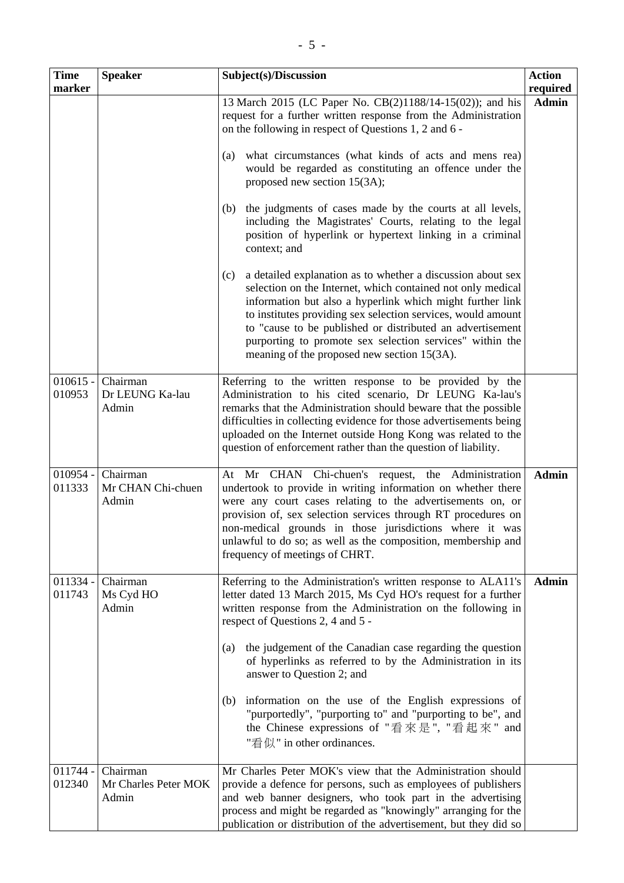| Time marker | Speaker | Subject(s)/Discussion | Action required |
|---|---|---|---|
| | | 13 March 2015 (LC Paper No. CB(2)1188/14-15(02)); and his request for a further written response from the Administration on the following in respect of Questions 1, 2 and 6 -<br><br>(a) what circumstances (what kinds of acts and mens rea) would be regarded as constituting an offence under the proposed new section 15(3A);<br><br>(b) the judgments of cases made by the courts at all levels, including the Magistrates' Courts, relating to the legal position of hyperlink or hypertext linking in a criminal context; and<br><br>(c) a detailed explanation as to whether a discussion about sex selection on the Internet, which contained not only medical information but also a hyperlink which might further link to institutes providing sex selection services, would amount to "cause to be published or distributed an advertisement purporting to promote sex selection services" within the meaning of the proposed new section 15(3A). | **Admin** |
| 010615 - 010953 | Chairman<br>Dr LEUNG Ka-lau<br>Admin | Referring to the written response to be provided by the Administration to his cited scenario, Dr LEUNG Ka-lau's remarks that the Administration should beware that the possible difficulties in collecting evidence for those advertisements being uploaded on the Internet outside Hong Kong was related to the question of enforcement rather than the question of liability. | |
| 010954 - 011333 | Chairman<br>Mr CHAN Chi-chuen<br>Admin | At Mr CHAN Chi-chuen's request, the Administration undertook to provide in writing information on whether there were any court cases relating to the advertisements on, or provision of, sex selection services through RT procedures on non-medical grounds in those jurisdictions where it was unlawful to do so; as well as the composition, membership and frequency of meetings of CHRT. | **Admin** |
| 011334 - 011743 | Chairman<br>Ms Cyd HO<br>Admin | Referring to the Administration's written response to ALA11's letter dated 13 March 2015, Ms Cyd HO's request for a further written response from the Administration on the following in respect of Questions 2, 4 and 5 -<br><br>(a) the judgement of the Canadian case regarding the question of hyperlinks as referred to by the Administration in its answer to Question 2; and<br><br>(b) information on the use of the English expressions of "purportedly", "purporting to" and "purporting to be", and the Chinese expressions of "看來是", "看起來" and "看似" in other ordinances. | **Admin** |
| 011744 - 012340 | Chairman<br>Mr Charles Peter MOK<br>Admin | Mr Charles Peter MOK's view that the Administration should provide a defence for persons, such as employees of publishers and web banner designers, who took part in the advertising process and might be regarded as "knowingly" arranging for the publication or distribution of the advertisement, but they did so | |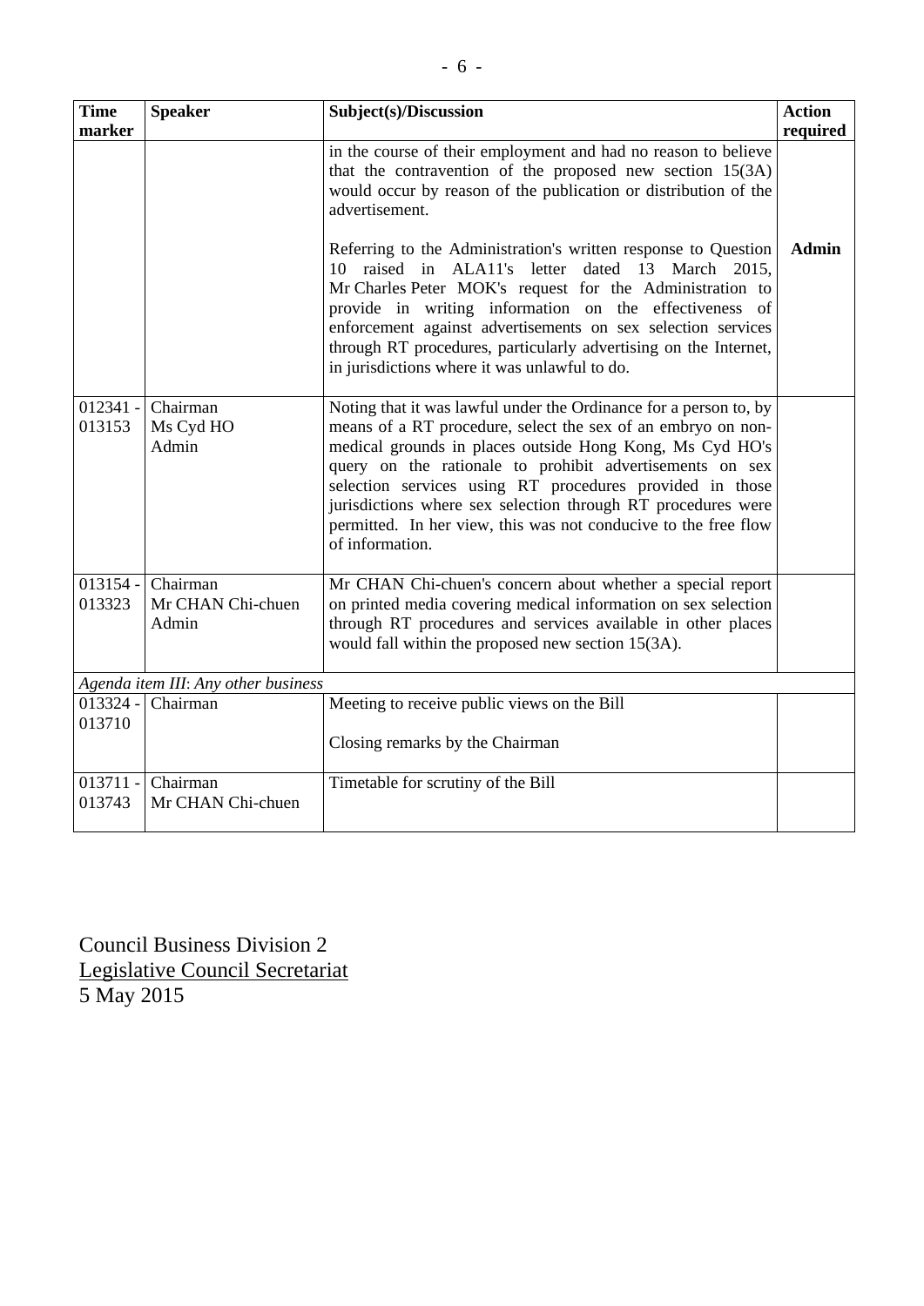| Time marker | Speaker | Subject(s)/Discussion | Action required |
|---|---|---|---|
| | | in the course of their employment and had no reason to believe that the contravention of the proposed new section 15(3A) would occur by reason of the publication or distribution of the advertisement.<br><br>Referring to the Administration's written response to Question 10 raised in ALA11's letter dated 13 March 2015, Mr Charles Peter MOK's request for the Administration to provide in writing information on the effectiveness of enforcement against advertisements on sex selection services through RT procedures, particularly advertising on the Internet, in jurisdictions where it was unlawful to do. | **Admin** |
| 012341 - 013153 | Chairman<br>Ms Cyd HO<br>Admin | Noting that it was lawful under the Ordinance for a person to, by means of a RT procedure, select the sex of an embryo on non-medical grounds in places outside Hong Kong, Ms Cyd HO's query on the rationale to prohibit advertisements on sex selection services using RT procedures provided in those jurisdictions where sex selection through RT procedures were permitted. In her view, this was not conducive to the free flow of information. | |
| 013154 - 013323 | Chairman<br>Mr CHAN Chi-chuen<br>Admin | Mr CHAN Chi-chuen's concern about whether a special report on printed media covering medical information on sex selection through RT procedures and services available in other places would fall within the proposed new section 15(3A). | |
| *Agenda item III: Any other business* | | | |
| 013324 - 013710 | Chairman | Meeting to receive public views on the Bill<br><br>Closing remarks by the Chairman | |
| 013711 - 013743 | Chairman<br>Mr CHAN Chi-chuen | Timetable for scrutiny of the Bill | |

Council Business Division 2
Legislative Council Secretariat
5 May 2015